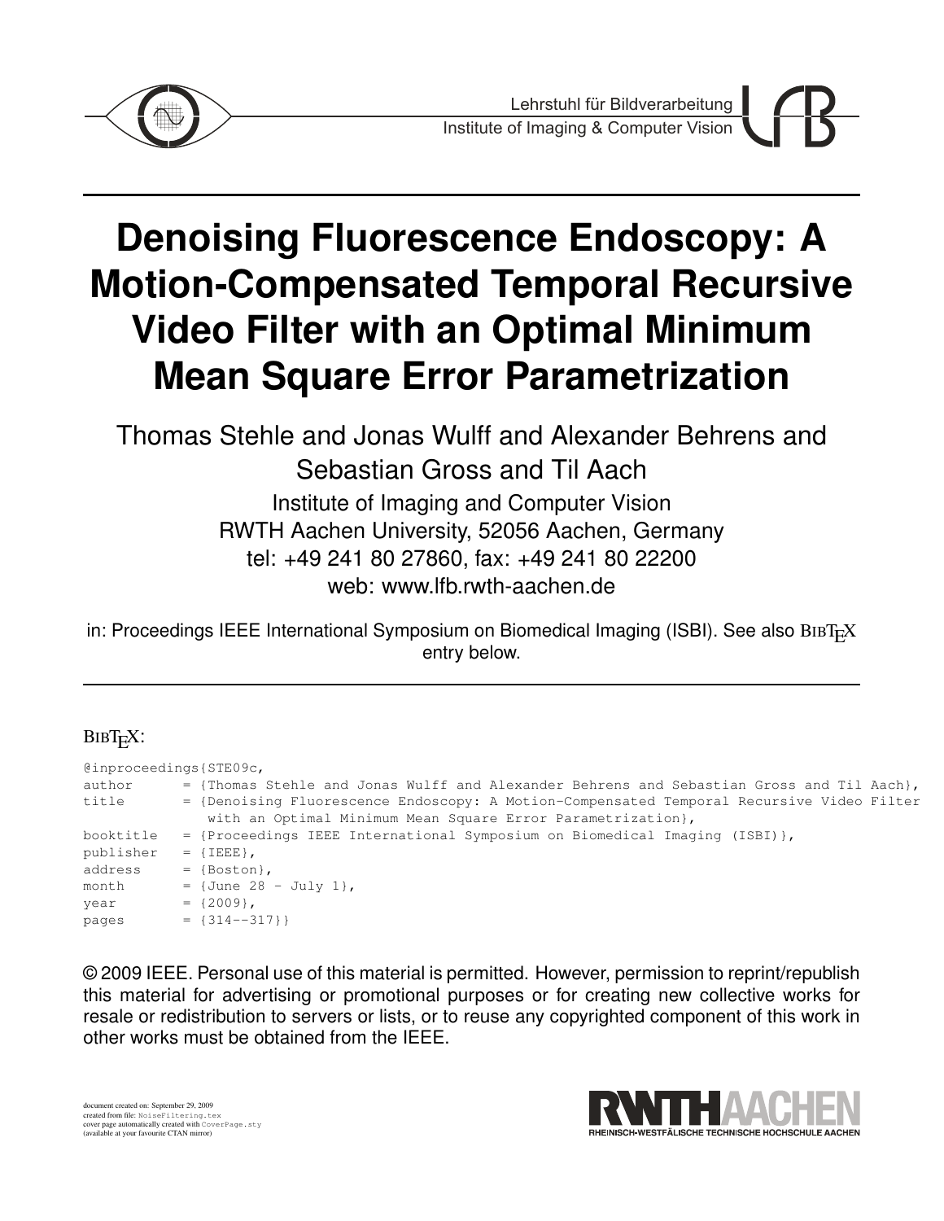Lehrstuhl für Bildverarbeitung
Institute of Imaging & Computer Vision

# Denoising Fluorescence Endoscopy: A Motion-Compensated Temporal Recursive Video Filter with an Optimal Minimum Mean Square Error Parametrization

Thomas Stehle and Jonas Wulff and Alexander Behrens and Sebastian Gross and Til Aach

Institute of Imaging and Computer Vision
RWTH Aachen University, 52056 Aachen, Germany
tel: +49 241 80 27860, fax: +49 241 80 22200
web: www.lfb.rwth-aachen.de

in: Proceedings IEEE International Symposium on Biomedical Imaging (ISBI). See also BibTeX entry below.

BibTeX:

```
@inproceedings{STE09c,
author      = {Thomas Stehle and Jonas Wulff and Alexander Behrens and Sebastian Gross and Til Aach},
title       = {Denoising Fluorescence Endoscopy: A Motion-Compensated Temporal Recursive Video Filter
               with an Optimal Minimum Mean Square Error Parametrization},
booktitle   = {Proceedings IEEE International Symposium on Biomedical Imaging (ISBI)},
publisher   = {IEEE},
address     = {Boston},
month       = {June 28 - July 1},
year        = {2009},
pages       = {314--317}}
```

© 2009 IEEE. Personal use of this material is permitted. However, permission to reprint/republish this material for advertising or promotional purposes or for creating new collective works for resale or redistribution to servers or lists, or to reuse any copyrighted component of this work in other works must be obtained from the IEEE.

document created on: September 29, 2009
created from file: NoiseFiltering.tex
cover page automatically created with CoverPage.sty
(available at your favourite CTAN mirror)

RWTH AACHEN
RHEINISCH-WESTFÄLISCHE TECHNISCHE HOCHSCHULE AACHEN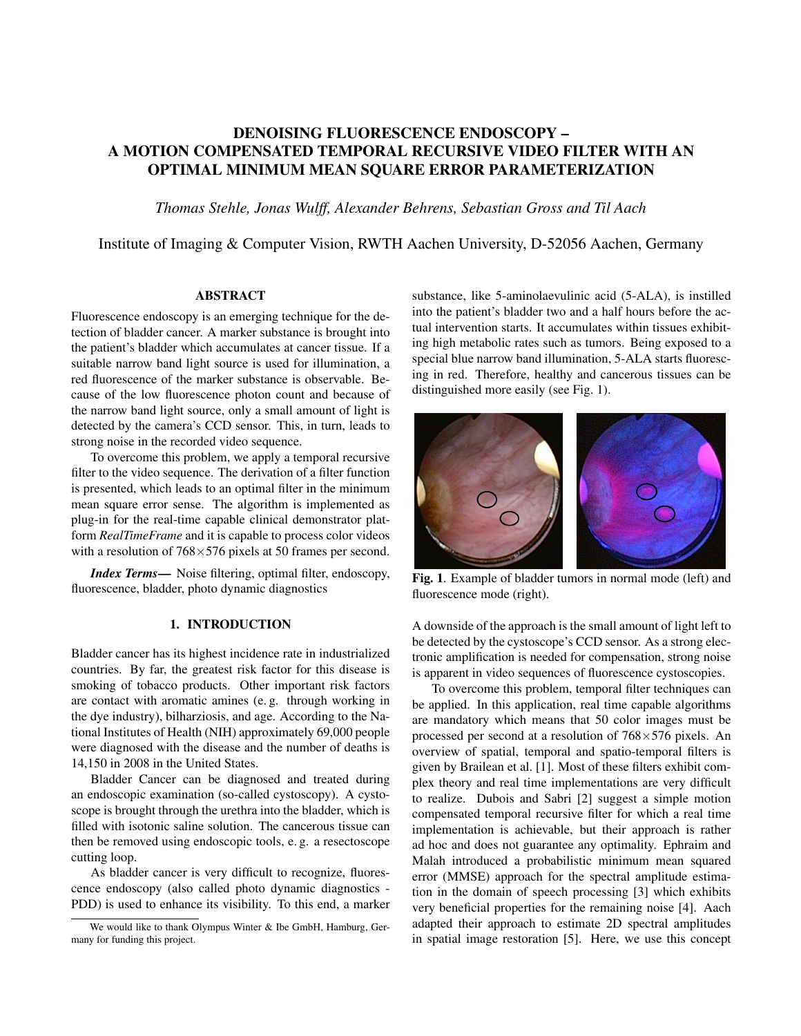# DENOISING FLUORESCENCE ENDOSCOPY – A MOTION COMPENSATED TEMPORAL RECURSIVE VIDEO FILTER WITH AN OPTIMAL MINIMUM MEAN SQUARE ERROR PARAMETERIZATION

*Thomas Stehle, Jonas Wulff, Alexander Behrens, Sebastian Gross and Til Aach*

Institute of Imaging & Computer Vision, RWTH Aachen University, D-52056 Aachen, Germany

## ABSTRACT

Fluorescence endoscopy is an emerging technique for the detection of bladder cancer. A marker substance is brought into the patient's bladder which accumulates at cancer tissue. If a suitable narrow band light source is used for illumination, a red fluorescence of the marker substance is observable. Because of the low fluorescence photon count and because of the narrow band light source, only a small amount of light is detected by the camera's CCD sensor. This, in turn, leads to strong noise in the recorded video sequence.

To overcome this problem, we apply a temporal recursive filter to the video sequence. The derivation of a filter function is presented, which leads to an optimal filter in the minimum mean square error sense. The algorithm is implemented as plug-in for the real-time capable clinical demonstrator platform *RealTimeFrame* and it is capable to process color videos with a resolution of 768×576 pixels at 50 frames per second.

***Index Terms*—** Noise filtering, optimal filter, endoscopy, fluorescence, bladder, photo dynamic diagnostics

## 1. INTRODUCTION

Bladder cancer has its highest incidence rate in industrialized countries. By far, the greatest risk factor for this disease is smoking of tobacco products. Other important risk factors are contact with aromatic amines (e. g. through working in the dye industry), bilharziosis, and age. According to the National Institutes of Health (NIH) approximately 69,000 people were diagnosed with the disease and the number of deaths is 14,150 in 2008 in the United States.

Bladder Cancer can be diagnosed and treated during an endoscopic examination (so-called cystoscopy). A cystoscope is brought through the urethra into the bladder, which is filled with isotonic saline solution. The cancerous tissue can then be removed using endoscopic tools, e. g. a resectoscope cutting loop.

As bladder cancer is very difficult to recognize, fluorescence endoscopy (also called photo dynamic diagnostics - PDD) is used to enhance its visibility. To this end, a marker substance, like 5-aminolaevulinic acid (5-ALA), is instilled into the patient's bladder two and a half hours before the actual intervention starts. It accumulates within tissues exhibiting high metabolic rates such as tumors. Being exposed to a special blue narrow band illumination, 5-ALA starts fluorescing in red. Therefore, healthy and cancerous tissues can be distinguished more easily (see Fig. 1).

**Fig. 1**. Example of bladder tumors in normal mode (left) and fluorescence mode (right).

A downside of the approach is the small amount of light left to be detected by the cystoscope's CCD sensor. As a strong electronic amplification is needed for compensation, strong noise is apparent in video sequences of fluorescence cystoscopies.

To overcome this problem, temporal filter techniques can be applied. In this application, real time capable algorithms are mandatory which means that 50 color images must be processed per second at a resolution of 768×576 pixels. An overview of spatial, temporal and spatio-temporal filters is given by Brailean et al. [1]. Most of these filters exhibit complex theory and real time implementations are very difficult to realize. Dubois and Sabri [2] suggest a simple motion compensated temporal recursive filter for which a real time implementation is achievable, but their approach is rather ad hoc and does not guarantee any optimality. Ephraim and Malah introduced a probabilistic minimum mean squared error (MMSE) approach for the spectral amplitude estimation in the domain of speech processing [3] which exhibits very beneficial properties for the remaining noise [4]. Aach adapted their approach to estimate 2D spectral amplitudes in spatial image restoration [5]. Here, we use this concept

We would like to thank Olympus Winter & Ibe GmbH, Hamburg, Germany for funding this project.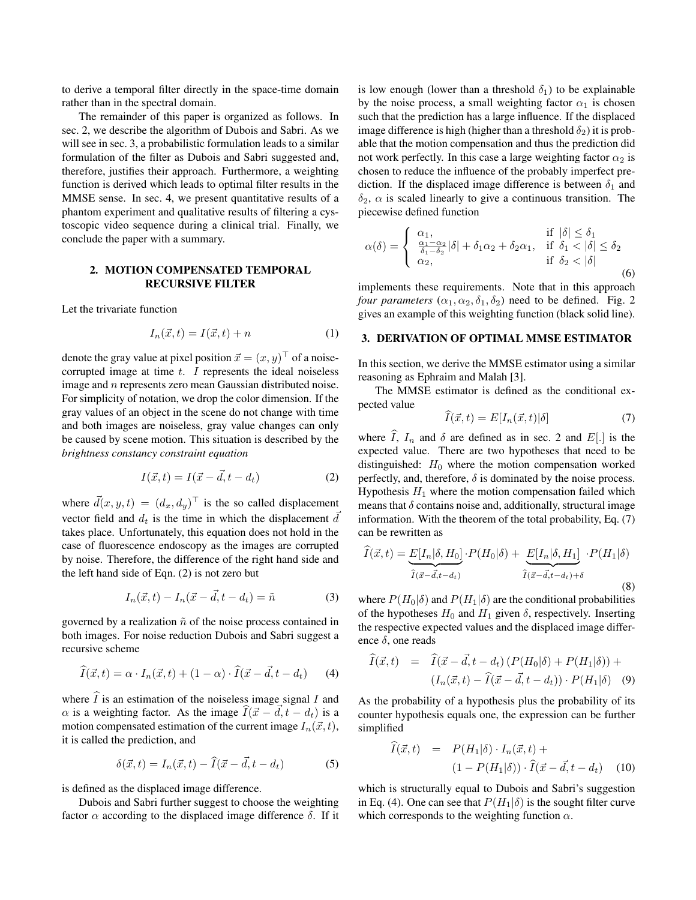to derive a temporal filter directly in the space-time domain rather than in the spectral domain.

The remainder of this paper is organized as follows. In sec. 2, we describe the algorithm of Dubois and Sabri. As we will see in sec. 3, a probabilistic formulation leads to a similar formulation of the filter as Dubois and Sabri suggested and, therefore, justifies their approach. Furthermore, a weighting function is derived which leads to optimal filter results in the MMSE sense. In sec. 4, we present quantitative results of a phantom experiment and qualitative results of filtering a cystoscopic video sequence during a clinical trial. Finally, we conclude the paper with a summary.

## 2. MOTION COMPENSATED TEMPORAL RECURSIVE FILTER

Let the trivariate function

$$I_n(\vec{x}, t) = I(\vec{x}, t) + n \tag{1}$$

denote the gray value at pixel position $\vec{x} = (x, y)^\top$ of a noise-corrupted image at time $t$. $I$ represents the ideal noiseless image and $n$ represents zero mean Gaussian distributed noise. For simplicity of notation, we drop the color dimension. If the gray values of an object in the scene do not change with time and both images are noiseless, gray value changes can only be caused by scene motion. This situation is described by the *brightness constancy constraint equation*

$$I(\vec{x}, t) = I(\vec{x} - \vec{d}, t - d_t) \tag{2}$$

where $\vec{d}(x, y, t) = (d_x, d_y)^\top$ is the so called displacement vector field and $d_t$ is the time in which the displacement $\vec{d}$ takes place. Unfortunately, this equation does not hold in the case of fluorescence endoscopy as the images are corrupted by noise. Therefore, the difference of the right hand side and the left hand side of Eqn. (2) is not zero but

$$I_n(\vec{x}, t) - I_n(\vec{x} - \vec{d}, t - d_t) = \tilde{n} \tag{3}$$

governed by a realization $\tilde{n}$ of the noise process contained in both images. For noise reduction Dubois and Sabri suggest a recursive scheme

$$\widehat{I}(\vec{x}, t) = \alpha \cdot I_n(\vec{x}, t) + (1 - \alpha) \cdot \widehat{I}(\vec{x} - \vec{d}, t - d_t) \tag{4}$$

where $\widehat{I}$ is an estimation of the noiseless image signal $I$ and $\alpha$ is a weighting factor. As the image $\widehat{I}(\vec{x} - \vec{d}, t - d_t)$ is a motion compensated estimation of the current image $I_n(\vec{x}, t)$, it is called the prediction, and

$$\delta(\vec{x}, t) = I_n(\vec{x}, t) - \widehat{I}(\vec{x} - \vec{d}, t - d_t) \tag{5}$$

is defined as the displaced image difference.

Dubois and Sabri further suggest to choose the weighting factor $\alpha$ according to the displaced image difference $\delta$. If it is low enough (lower than a threshold $\delta_1$) to be explainable by the noise process, a small weighting factor $\alpha_1$ is chosen such that the prediction has a large influence. If the displaced image difference is high (higher than a threshold $\delta_2$) it is probable that the motion compensation and thus the prediction did not work perfectly. In this case a large weighting factor $\alpha_2$ is chosen to reduce the influence of the probably imperfect prediction. If the displaced image difference is between $\delta_1$ and $\delta_2$, $\alpha$ is scaled linearly to give a continuous transition. The piecewise defined function

$$\alpha(\delta) = \begin{cases} \alpha_1, & \text{if } |\delta| \leq \delta_1 \\ \frac{\alpha_1 - \alpha_2}{\delta_1 - \delta_2}|\delta| + \delta_1\alpha_2 + \delta_2\alpha_1, & \text{if } \delta_1 < |\delta| \leq \delta_2 \\ \alpha_2, & \text{if } \delta_2 < |\delta| \end{cases} \tag{6}$$

implements these requirements. Note that in this approach *four parameters* $(\alpha_1, \alpha_2, \delta_1, \delta_2)$ need to be defined. Fig. 2 gives an example of this weighting function (black solid line).

## 3. DERIVATION OF OPTIMAL MMSE ESTIMATOR

In this section, we derive the MMSE estimator using a similar reasoning as Ephraim and Malah [3].

The MMSE estimator is defined as the conditional expected value

$$\widehat{I}(\vec{x}, t) = E[I_n(\vec{x}, t)|\delta] \tag{7}$$

where $\widehat{I}$, $I_n$ and $\delta$ are defined as in sec. 2 and $E[.]$ is the expected value. There are two hypotheses that need to be distinguished: $H_0$ where the motion compensation worked perfectly, and, therefore, $\delta$ is dominated by the noise process. Hypothesis $H_1$ where the motion compensation failed which means that $\delta$ contains noise and, additionally, structural image information. With the theorem of the total probability, Eq. (7) can be rewritten as

$$\widehat{I}(\vec{x}, t) = \underbrace{E[I_n|\delta, H_0]}_{\widehat{I}(\vec{x} - \vec{d}, t - d_t)} \cdot P(H_0|\delta) + \underbrace{E[I_n|\delta, H_1]}_{\widehat{I}(\vec{x} - \vec{d}, t - d_t) + \delta} \cdot P(H_1|\delta) \tag{8}$$

where $P(H_0|\delta)$ and $P(H_1|\delta)$ are the conditional probabilities of the hypotheses $H_0$ and $H_1$ given $\delta$, respectively. Inserting the respective expected values and the displaced image difference $\delta$, one reads

$$\begin{aligned} \widehat{I}(\vec{x}, t) \quad = \quad & \widehat{I}(\vec{x} - \vec{d}, t - d_t)\,(P(H_0|\delta) + P(H_1|\delta)) + \\ & (I_n(\vec{x}, t) - \widehat{I}(\vec{x} - \vec{d}, t - d_t)) \cdot P(H_1|\delta) \end{aligned} \tag{9}$$

As the probability of a hypothesis plus the probability of its counter hypothesis equals one, the expression can be further simplified

$$\begin{aligned} \widehat{I}(\vec{x}, t) \quad = \quad & P(H_1|\delta) \cdot I_n(\vec{x}, t) + \\ & (1 - P(H_1|\delta)) \cdot \widehat{I}(\vec{x} - \vec{d}, t - d_t) \end{aligned} \tag{10}$$

which is structurally equal to Dubois and Sabri's suggestion in Eq. (4). One can see that $P(H_1|\delta)$ is the sought filter curve which corresponds to the weighting function $\alpha$.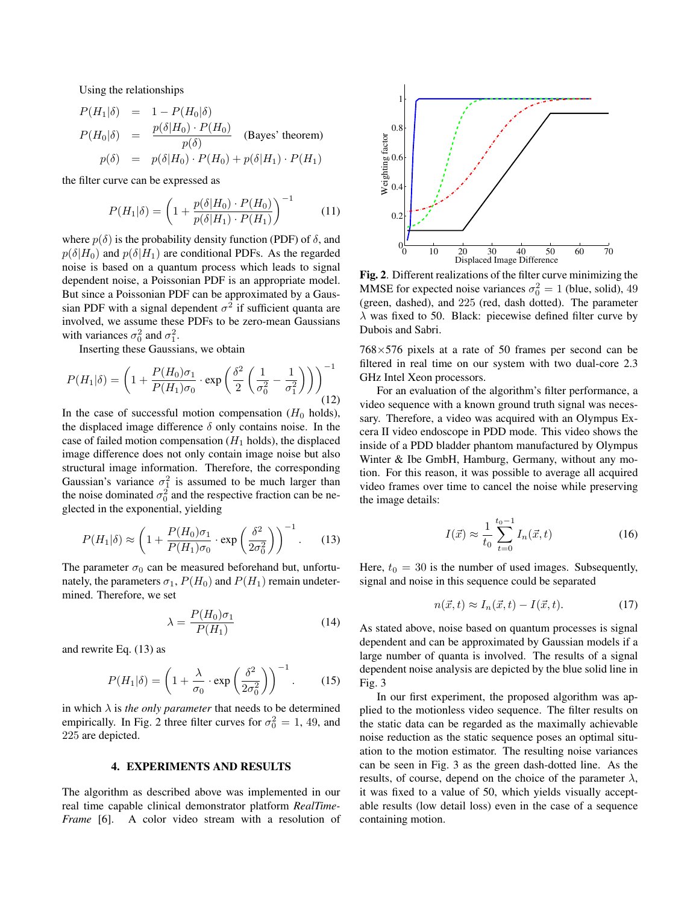Using the relationships

$$
\begin{aligned}
P(H_1|\delta) &= 1 - P(H_0|\delta) \\
P(H_0|\delta) &= \frac{p(\delta|H_0) \cdot P(H_0)}{p(\delta)} \quad \text{(Bayes' theorem)} \\
p(\delta) &= p(\delta|H_0) \cdot P(H_0) + p(\delta|H_1) \cdot P(H_1)
\end{aligned}
$$

the filter curve can be expressed as

$$
P(H_1|\delta) = \left(1 + \frac{p(\delta|H_0) \cdot P(H_0)}{p(\delta|H_1) \cdot P(H_1)}\right)^{-1} \tag{11}
$$

where $p(\delta)$ is the probability density function (PDF) of $\delta$, and $p(\delta|H_0)$ and $p(\delta|H_1)$ are conditional PDFs. As the regarded noise is based on a quantum process which leads to signal dependent noise, a Poissonian PDF is an appropriate model. But since a Poissonian PDF can be approximated by a Gaussian PDF with a signal dependent $\sigma^2$ if sufficient quanta are involved, we assume these PDFs to be zero-mean Gaussians with variances $\sigma_0^2$ and $\sigma_1^2$.

Inserting these Gaussians, we obtain

$$
P(H_1|\delta) = \left(1 + \frac{P(H_0)\sigma_1}{P(H_1)\sigma_0} \cdot \exp\left(\frac{\delta^2}{2}\left(\frac{1}{\sigma_0^2} - \frac{1}{\sigma_1^2}\right)\right)\right)^{-1} \tag{12}
$$

In the case of successful motion compensation ($H_0$ holds), the displaced image difference $\delta$ only contains noise. In the case of failed motion compensation ($H_1$ holds), the displaced image difference does not only contain image noise but also structural image information. Therefore, the corresponding Gaussian's variance $\sigma_1^2$ is assumed to be much larger than the noise dominated $\sigma_0^2$ and the respective fraction can be neglected in the exponential, yielding

$$
P(H_1|\delta) \approx \left(1 + \frac{P(H_0)\sigma_1}{P(H_1)\sigma_0} \cdot \exp\left(\frac{\delta^2}{2\sigma_0^2}\right)\right)^{-1}. \tag{13}
$$

The parameter $\sigma_0$ can be measured beforehand but, unfortunately, the parameters $\sigma_1$, $P(H_0)$ and $P(H_1)$ remain undetermined. Therefore, we set

$$
\lambda = \frac{P(H_0)\sigma_1}{P(H_1)} \tag{14}
$$

and rewrite Eq. (13) as

$$
P(H_1|\delta) = \left(1 + \frac{\lambda}{\sigma_0} \cdot \exp\left(\frac{\delta^2}{2\sigma_0^2}\right)\right)^{-1}. \tag{15}
$$

in which $\lambda$ is *the only parameter* that needs to be determined empirically. In Fig. 2 three filter curves for $\sigma_0^2 = 1$, 49, and 225 are depicted.

## 4. EXPERIMENTS AND RESULTS

The algorithm as described above was implemented in our real time capable clinical demonstrator platform *RealTimeFrame* [6]. A color video stream with a resolution of 768×576 pixels at a rate of 50 frames per second can be filtered in real time on our system with two dual-core 2.3 GHz Intel Xeon processors.

**Fig. 2**. Different realizations of the filter curve minimizing the MMSE for expected noise variances $\sigma_0^2 = 1$ (blue, solid), 49 (green, dashed), and 225 (red, dash dotted). The parameter $\lambda$ was fixed to 50. Black: piecewise defined filter curve by Dubois and Sabri.

For an evaluation of the algorithm's filter performance, a video sequence with a known ground truth signal was necessary. Therefore, a video was acquired with an Olympus Excera II video endoscope in PDD mode. This video shows the inside of a PDD bladder phantom manufactured by Olympus Winter & Ibe GmbH, Hamburg, Germany, without any motion. For this reason, it was possible to average all acquired video frames over time to cancel the noise while preserving the image details:

$$
I(\vec{x}) \approx \frac{1}{t_0} \sum_{t=0}^{t_0 - 1} I_n(\vec{x}, t) \tag{16}
$$

Here, $t_0 = 30$ is the number of used images. Subsequently, signal and noise in this sequence could be separated

$$
n(\vec{x}, t) \approx I_n(\vec{x}, t) - I(\vec{x}, t). \tag{17}
$$

As stated above, noise based on quantum processes is signal dependent and can be approximated by Gaussian models if a large number of quanta is involved. The results of a signal dependent noise analysis are depicted by the blue solid line in Fig. 3

In our first experiment, the proposed algorithm was applied to the motionless video sequence. The filter results on the static data can be regarded as the maximally achievable noise reduction as the static sequence poses an optimal situation to the motion estimator. The resulting noise variances can be seen in Fig. 3 as the green dash-dotted line. As the results, of course, depend on the choice of the parameter $\lambda$, it was fixed to a value of 50, which yields visually acceptable results (low detail loss) even in the case of a sequence containing motion.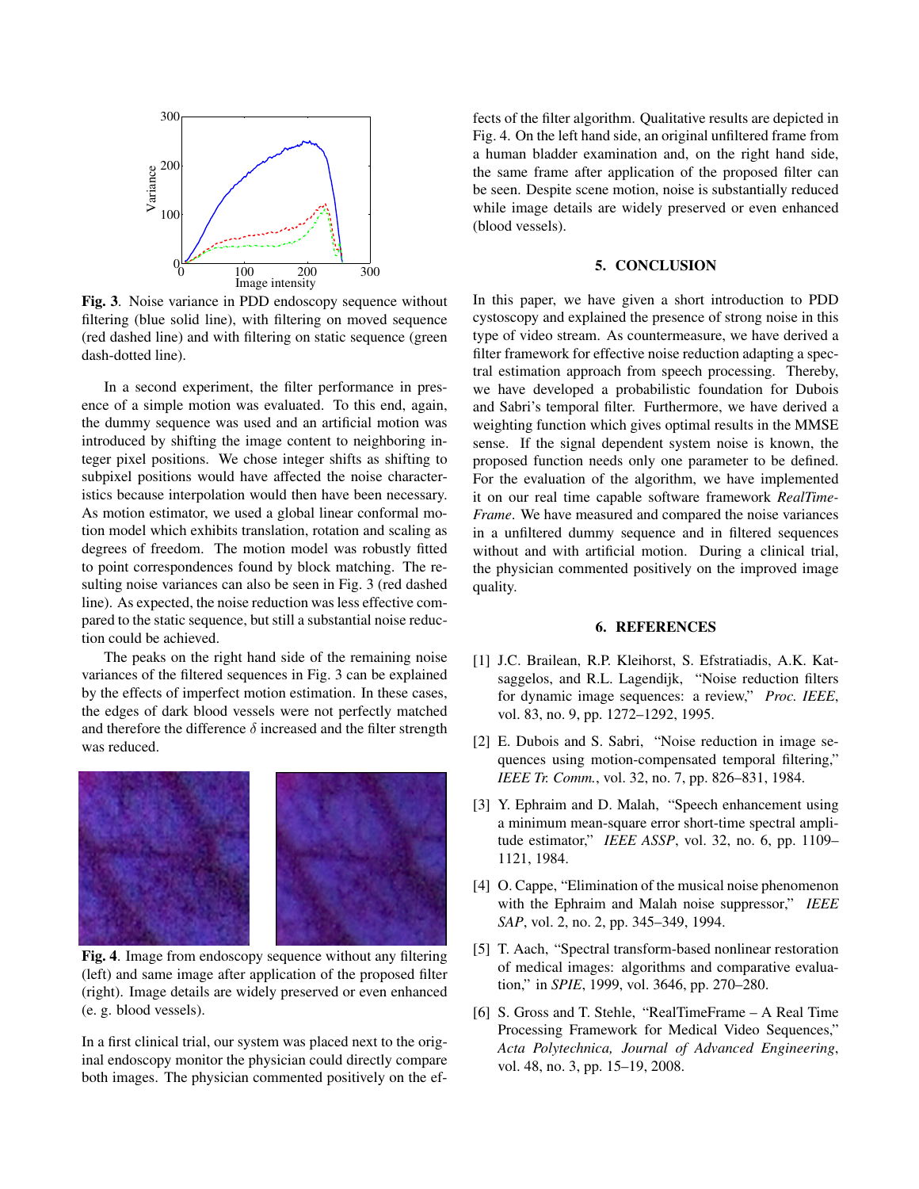300
200
100
0
Variance
0
100
200
300
Image intensity

**Fig. 3**. Noise variance in PDD endoscopy sequence without filtering (blue solid line), with filtering on moved sequence (red dashed line) and with filtering on static sequence (green dash-dotted line).

In a second experiment, the filter performance in presence of a simple motion was evaluated. To this end, again, the dummy sequence was used and an artificial motion was introduced by shifting the image content to neighboring integer pixel positions. We chose integer shifts as shifting to subpixel positions would have affected the noise characteristics because interpolation would then have been necessary. As motion estimator, we used a global linear conformal motion model which exhibits translation, rotation and scaling as degrees of freedom. The motion model was robustly fitted to point correspondences found by block matching. The resulting noise variances can also be seen in Fig. 3 (red dashed line). As expected, the noise reduction was less effective compared to the static sequence, but still a substantial noise reduction could be achieved.

The peaks on the right hand side of the remaining noise variances of the filtered sequences in Fig. 3 can be explained by the effects of imperfect motion estimation. In these cases, the edges of dark blood vessels were not perfectly matched and therefore the difference $\delta$ increased and the filter strength was reduced.

**Fig. 4**. Image from endoscopy sequence without any filtering (left) and same image after application of the proposed filter (right). Image details are widely preserved or even enhanced (e. g. blood vessels).

In a first clinical trial, our system was placed next to the original endoscopy monitor the physician could directly compare both images. The physician commented positively on the effects of the filter algorithm. Qualitative results are depicted in Fig. 4. On the left hand side, an original unfiltered frame from a human bladder examination and, on the right hand side, the same frame after application of the proposed filter can be seen. Despite scene motion, noise is substantially reduced while image details are widely preserved or even enhanced (blood vessels).

## 5. CONCLUSION

In this paper, we have given a short introduction to PDD cystoscopy and explained the presence of strong noise in this type of video stream. As countermeasure, we have derived a filter framework for effective noise reduction adapting a spectral estimation approach from speech processing. Thereby, we have developed a probabilistic foundation for Dubois and Sabri's temporal filter. Furthermore, we have derived a weighting function which gives optimal results in the MMSE sense. If the signal dependent system noise is known, the proposed function needs only one parameter to be defined. For the evaluation of the algorithm, we have implemented it on our real time capable software framework *RealTimeFrame*. We have measured and compared the noise variances in a unfiltered dummy sequence and in filtered sequences without and with artificial motion. During a clinical trial, the physician commented positively on the improved image quality.

## 6. REFERENCES

[1] J.C. Brailean, R.P. Kleihorst, S. Efstratiadis, A.K. Katsaggelos, and R.L. Lagendijk, "Noise reduction filters for dynamic image sequences: a review," *Proc. IEEE*, vol. 83, no. 9, pp. 1272–1292, 1995.

[2] E. Dubois and S. Sabri, "Noise reduction in image sequences using motion-compensated temporal filtering," *IEEE Tr. Comm.*, vol. 32, no. 7, pp. 826–831, 1984.

[3] Y. Ephraim and D. Malah, "Speech enhancement using a minimum mean-square error short-time spectral amplitude estimator," *IEEE ASSP*, vol. 32, no. 6, pp. 1109–1121, 1984.

[4] O. Cappe, "Elimination of the musical noise phenomenon with the Ephraim and Malah noise suppressor," *IEEE SAP*, vol. 2, no. 2, pp. 345–349, 1994.

[5] T. Aach, "Spectral transform-based nonlinear restoration of medical images: algorithms and comparative evaluation," in *SPIE*, 1999, vol. 3646, pp. 270–280.

[6] S. Gross and T. Stehle, "RealTimeFrame – A Real Time Processing Framework for Medical Video Sequences," *Acta Polytechnica, Journal of Advanced Engineering*, vol. 48, no. 3, pp. 15–19, 2008.